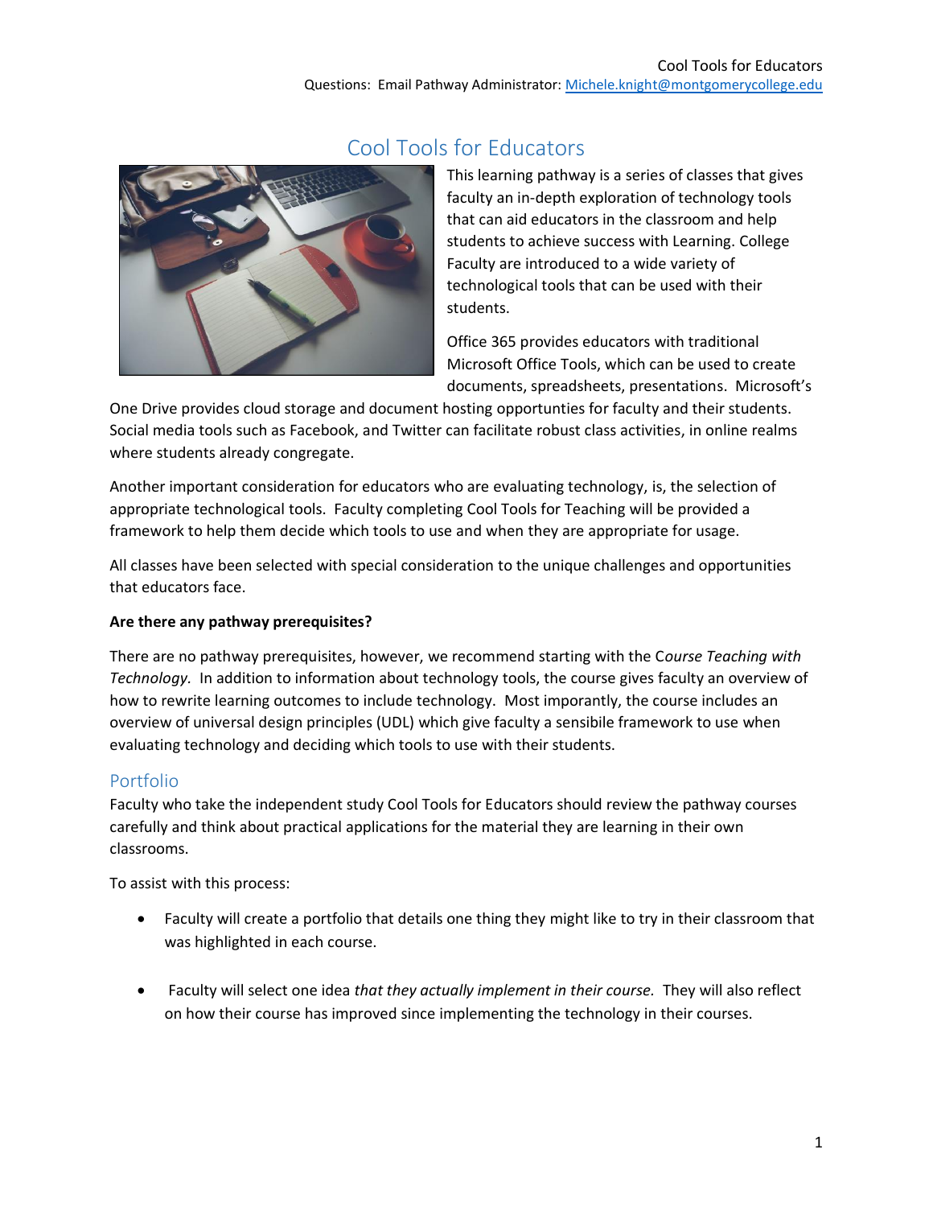# Cool Tools for Educators

This learning pathway is a series of classes that gives faculty an in-depth exploration of technology tools that can aid educators in the classroom and help students to achieve success with Learning. College Faculty are introduced to a wide variety of technological tools that can be used with their students.

Office 365 provides educators with traditional Microsoft Office Tools, which can be used to create documents, spreadsheets, presentations. Microsoft's One Drive provides cloud storage and document hosting opportunities for faculty and their students. Social media tools such as Facebook, and Twitter can facilitate robust class activities, in online realms where students already congregate.

Another important consideration for educators who are evaluating technology, is, the selection of appropriate technological tools. Faculty completing Cool Tools for Teaching will be provided a framework to help them decide which tools to use and when they are appropriate for usage.

All classes have been selected with special consideration to the unique challenges and opportunities that educators face.

**Are there any pathway prerequisites?**

There are no pathway prerequisites, however, we recommend starting with the C*ourse Teaching with Technology.* In addition to information about technology tools, the course gives faculty an overview of how to rewrite learning outcomes to include technology. Most imporantly, the course includes an overview of universal design principles (UDL) which give faculty a sensibile framework to use when evaluating technology and deciding which tools to use with their students.

## Portfolio

Faculty who take the independent study Cool Tools for Educators should review the pathway courses carefully and think about practical applications for the material they are learning in their own classrooms.

To assist with this process:

- Faculty will create a portfolio that details one thing they might like to try in their classroom that was highlighted in each course.
- Faculty will select one idea *that they actually implement in their course.* They will also reflect on how their course has improved since implementing the technology in their courses.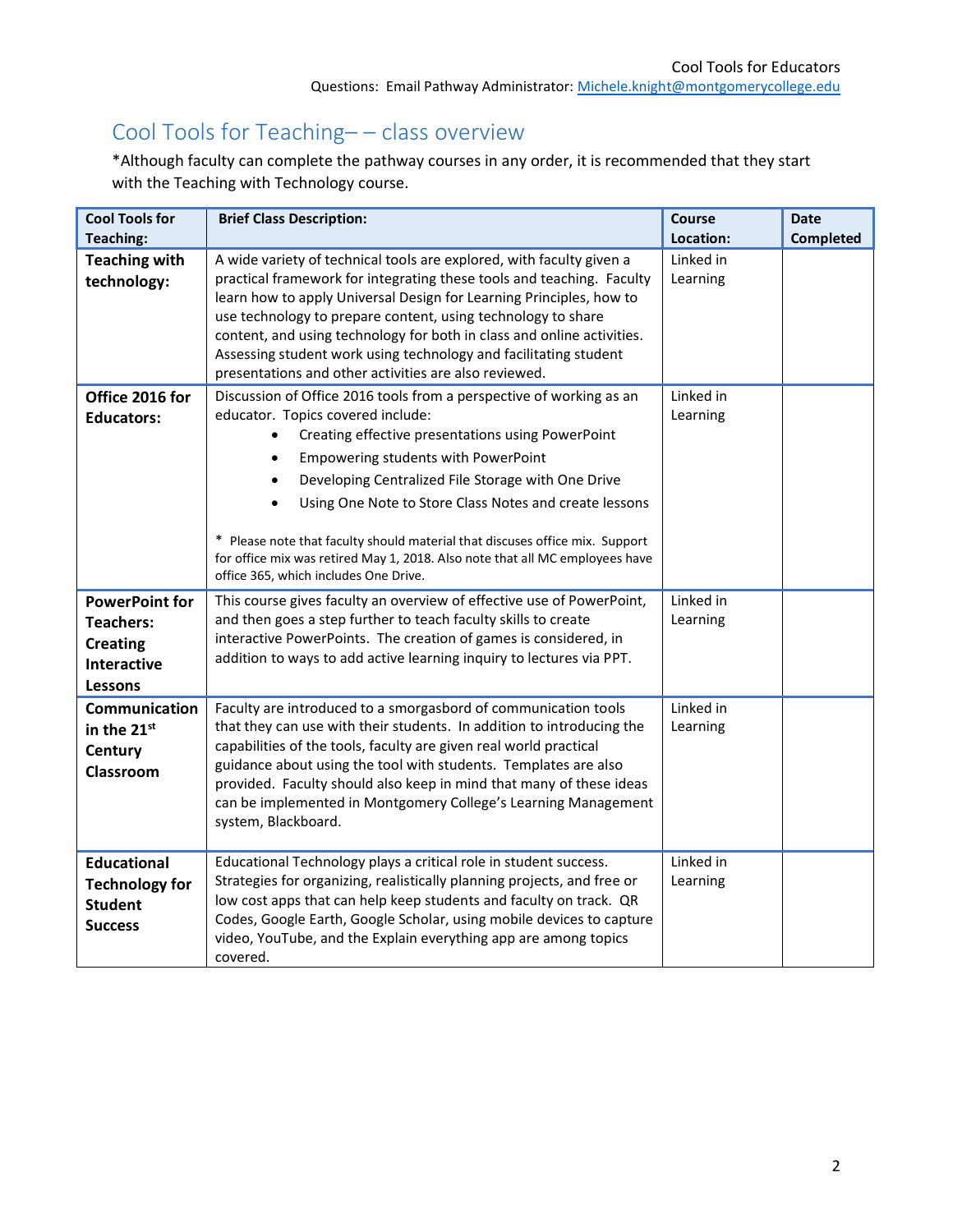## Cool Tools for Teaching– – class overview

*Although faculty can complete the pathway courses in any order, it is recommended that they start with the Teaching with Technology course.

| Cool Tools for Teaching: | Brief Class Description: | Course Location: | Date Completed |
|---|---|---|---|
| **Teaching with technology:** | A wide variety of technical tools are explored, with faculty given a practical framework for integrating these tools and teaching. Faculty learn how to apply Universal Design for Learning Principles, how to use technology to prepare content, using technology to share content, and using technology for both in class and online activities. Assessing student work using technology and facilitating student presentations and other activities are also reviewed. | Linked in Learning | |
| **Office 2016 for Educators:** | Discussion of Office 2016 tools from a perspective of working as an educator. Topics covered include: • Creating effective presentations using PowerPoint • Empowering students with PowerPoint • Developing Centralized File Storage with One Drive • Using One Note to Store Class Notes and create lessons <br><br> * Please note that faculty should material that discuses office mix. Support for office mix was retired May 1, 2018. Also note that all MC employees have office 365, which includes One Drive. | Linked in Learning | |
| **PowerPoint for Teachers: Creating Interactive Lessons** | This course gives faculty an overview of effective use of PowerPoint, and then goes a step further to teach faculty skills to create interactive PowerPoints. The creation of games is considered, in addition to ways to add active learning inquiry to lectures via PPT. | Linked in Learning | |
| **Communication in the 21st Century Classroom** | Faculty are introduced to a smorgasbord of communication tools that they can use with their students. In addition to introducing the capabilities of the tools, faculty are given real world practical guidance about using the tool with students. Templates are also provided. Faculty should also keep in mind that many of these ideas can be implemented in Montgomery College's Learning Management system, Blackboard. | Linked in Learning | |
| **Educational Technology for Student Success** | Educational Technology plays a critical role in student success. Strategies for organizing, realistically planning projects, and free or low cost apps that can help keep students and faculty on track. QR Codes, Google Earth, Google Scholar, using mobile devices to capture video, YouTube, and the Explain everything app are among topics covered. | Linked in Learning | |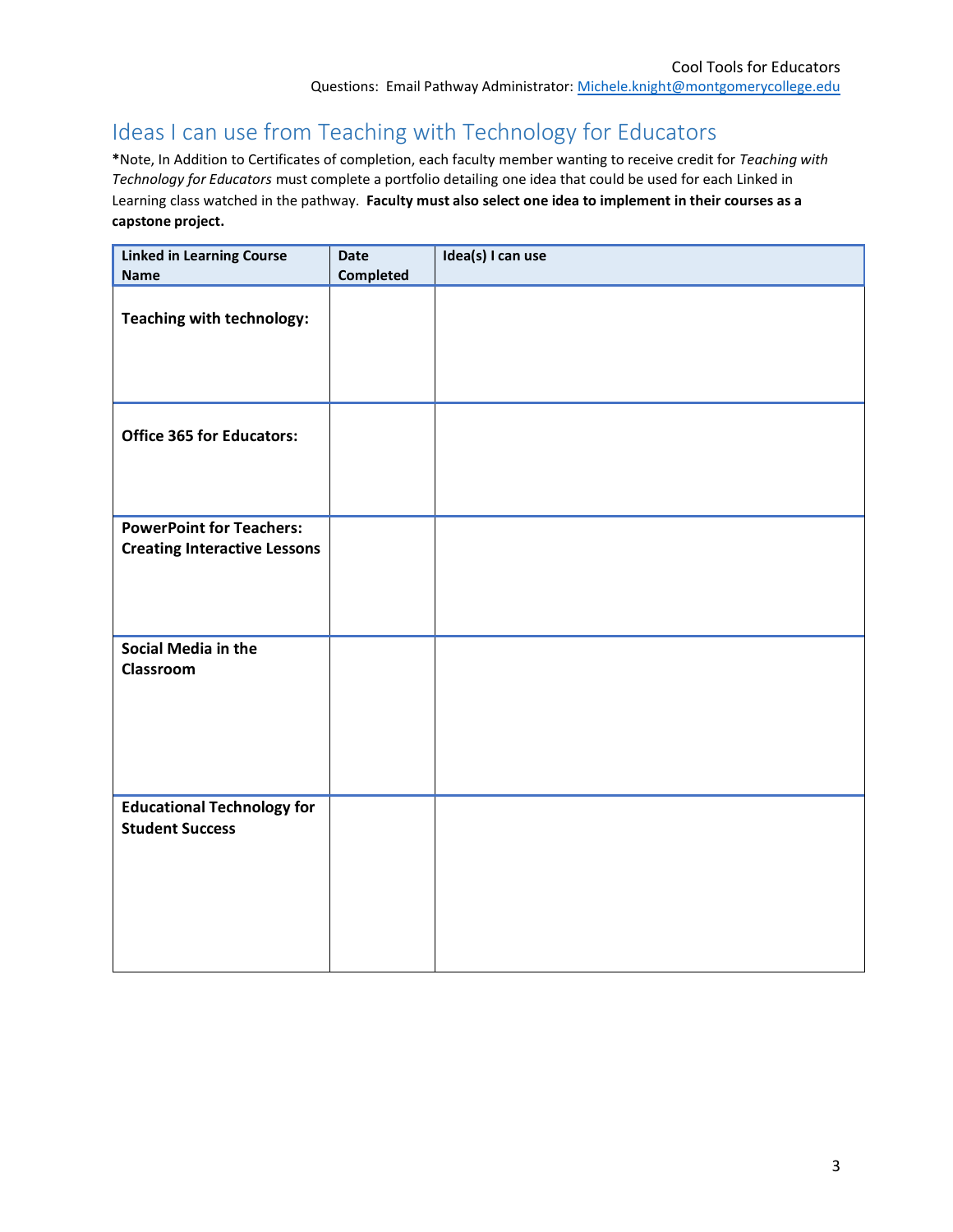## Ideas I can use from Teaching with Technology for Educators

***Note, In Addition to Certificates of completion, each faculty member wanting to receive credit for *Teaching with Technology for Educators* must complete a portfolio detailing one idea that could be used for each Linked in Learning class watched in the pathway. **Faculty must also select one idea to implement in their courses as a capstone project.**

| Linked in Learning Course Name | Date Completed | Idea(s) I can use |
|---|---|---|
| **Teaching with technology:** | | |
| **Office 365 for Educators:** | | |
| **PowerPoint for Teachers: Creating Interactive Lessons** | | |
| **Social Media in the Classroom** | | |
| **Educational Technology for Student Success** | | |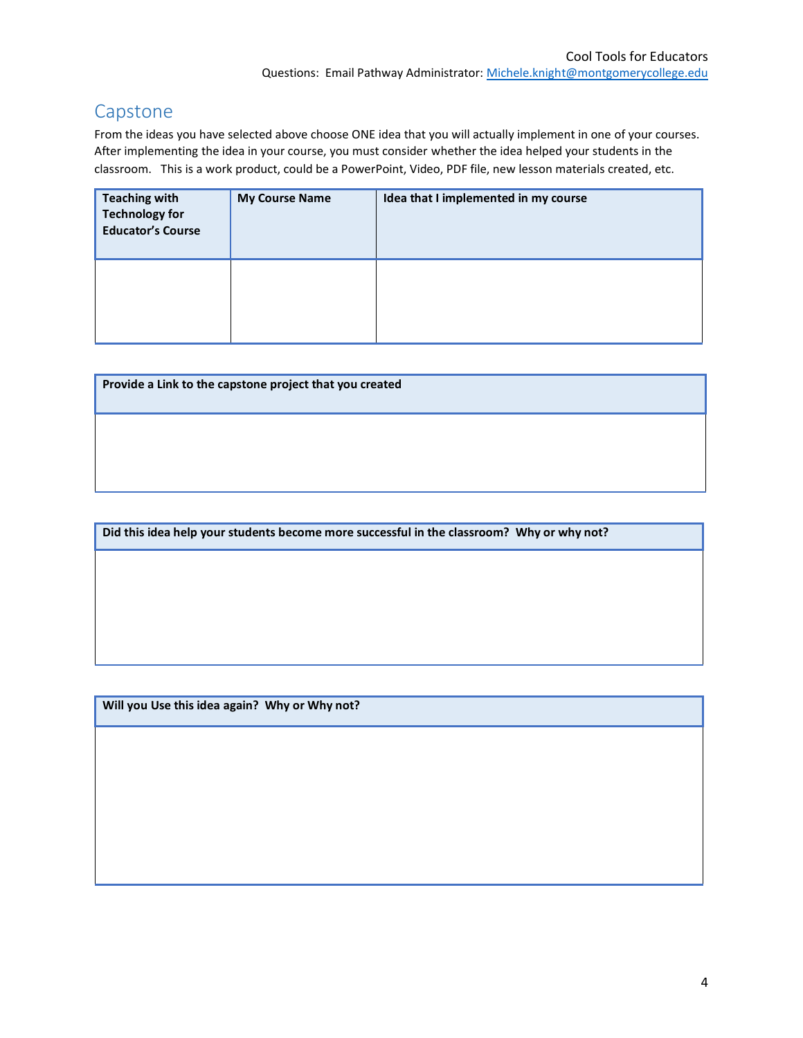## Capstone

From the ideas you have selected above choose ONE idea that you will actually implement in one of your courses. After implementing the idea in your course, you must consider whether the idea helped your students in the classroom.   This is a work product, could be a PowerPoint, Video, PDF file, new lesson materials created, etc.

| Teaching with Technology for Educator's Course | My Course Name | Idea that I implemented in my course |
|---|---|---|
| | | |

| Provide a Link to the capstone project that you created |
|---|
| |

| Did this idea help your students become more successful in the classroom?  Why or why not? |
|---|
| |

| Will you Use this idea again?  Why or Why not? |
|---|
| |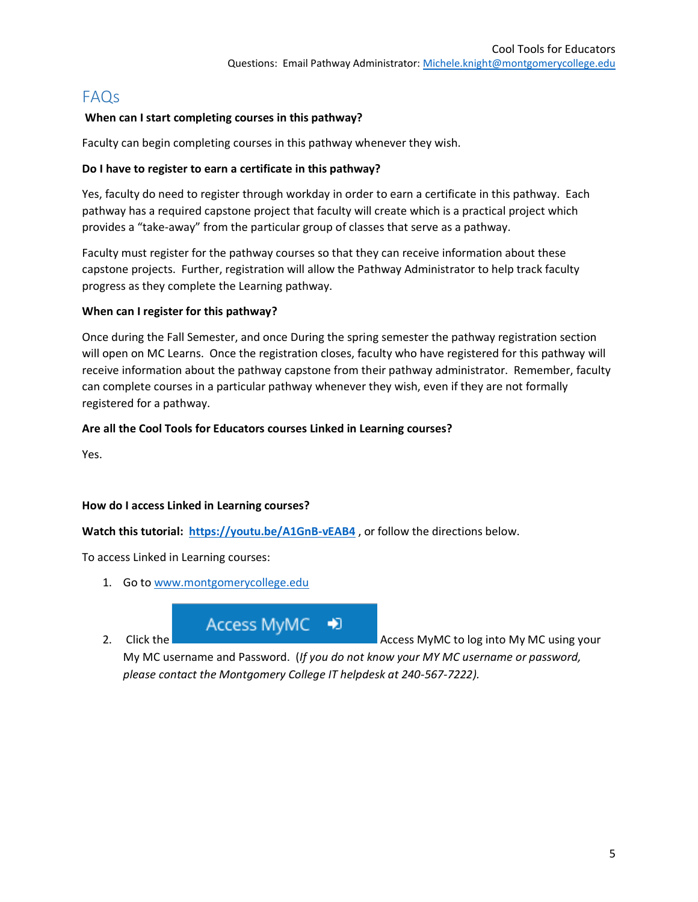## FAQs

**When can I start completing courses in this pathway?**

Faculty can begin completing courses in this pathway whenever they wish.

**Do I have to register to earn a certificate in this pathway?**

Yes, faculty do need to register through workday in order to earn a certificate in this pathway. Each pathway has a required capstone project that faculty will create which is a practical project which provides a "take-away" from the particular group of classes that serve as a pathway.

Faculty must register for the pathway courses so that they can receive information about these capstone projects. Further, registration will allow the Pathway Administrator to help track faculty progress as they complete the Learning pathway.

**When can I register for this pathway?**

Once during the Fall Semester, and once During the spring semester the pathway registration section will open on MC Learns. Once the registration closes, faculty who have registered for this pathway will receive information about the pathway capstone from their pathway administrator. Remember, faculty can complete courses in a particular pathway whenever they wish, even if they are not formally registered for a pathway.

**Are all the Cool Tools for Educators courses Linked in Learning courses?**

Yes.

**How do I access Linked in Learning courses?**

**Watch this tutorial: [https://youtu.be/A1GnB-vEAB4](https://youtu.be/A1GnB-vEAB4)** , or follow the directions below.

To access Linked in Learning courses:

1. Go to [www.montgomerycollege.edu](http://www.montgomerycollege.edu)
2. Click the **Access MyMC** Access MyMC to log into My MC using your My MC username and Password. (*If you do not know your MY MC username or password, please contact the Montgomery College IT helpdesk at 240-567-7222).*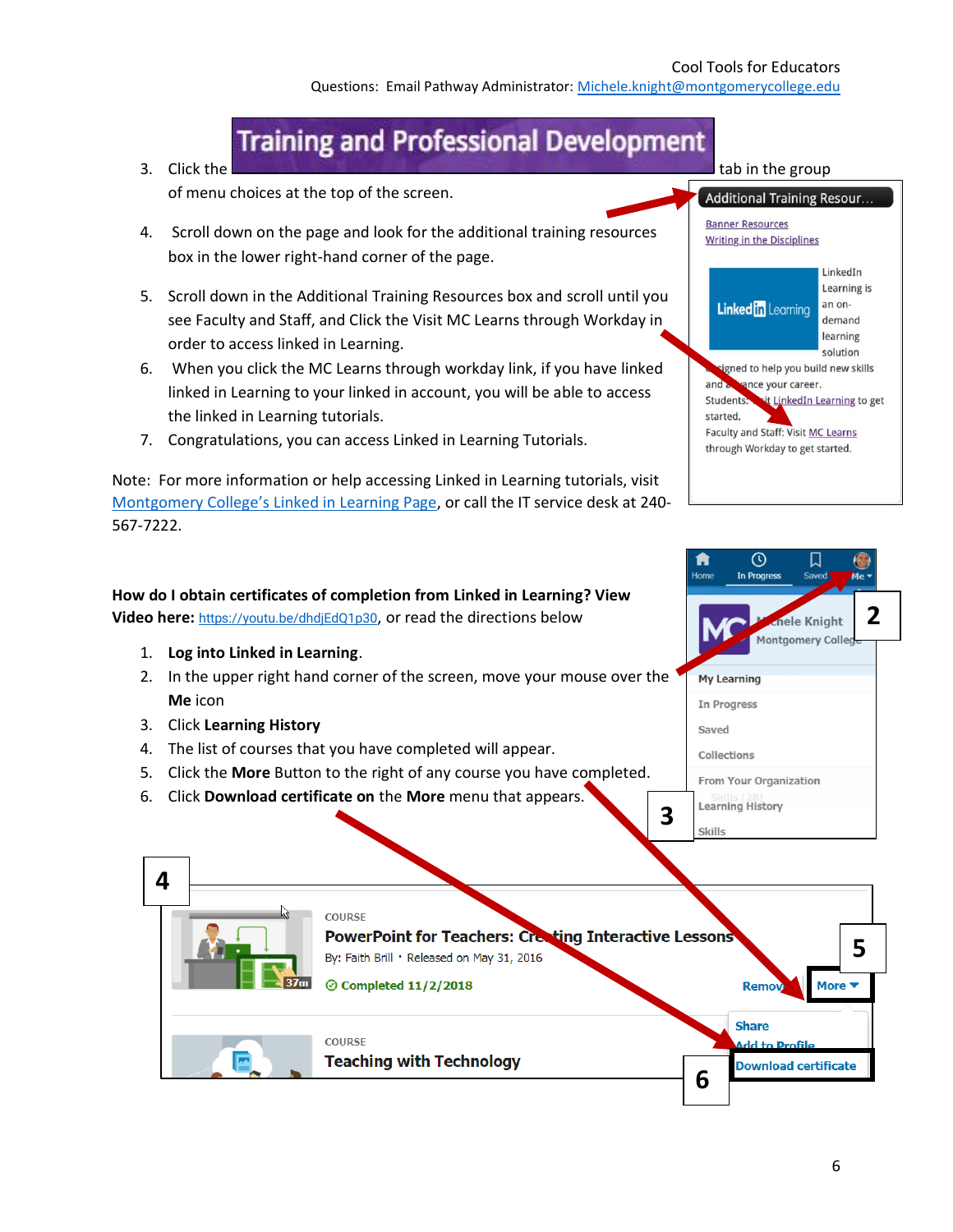Cool Tools for Educators
Questions: Email Pathway Administrator: [Michele.knight@montgomerycollege.edu](mailto:Michele.knight@montgomerycollege.edu)

3. Click the **Training and Professional Development** tab in the group of menu choices at the top of the screen.
4. Scroll down on the page and look for the additional training resources box in the lower right-hand corner of the page.
5. Scroll down in the Additional Training Resources box and scroll until you see Faculty and Staff, and Click the Visit MC Learns through Workday in order to access linked in Learning.
6. When you click the MC Learns through workday link, if you have linked linked in Learning to your linked in account, you will be able to access the linked in Learning tutorials.
7. Congratulations, you can access Linked in Learning Tutorials.

Note: For more information or help accessing Linked in Learning tutorials, visit Montgomery College's Linked in Learning Page, or call the IT service desk at 240-567-7222.

**How do I obtain certificates of completion from Linked in Learning? View Video here:** https://youtu.be/dhdjEdQ1p30, or read the directions below

1. **Log into Linked in Learning**.
2. In the upper right hand corner of the screen, move your mouse over the **Me** icon
3. Click **Learning History**
4. The list of courses that you have completed will appear.
5. Click the **More** Button to the right of any course you have completed.
6. Click **Download certificate on** the **More** menu that appears.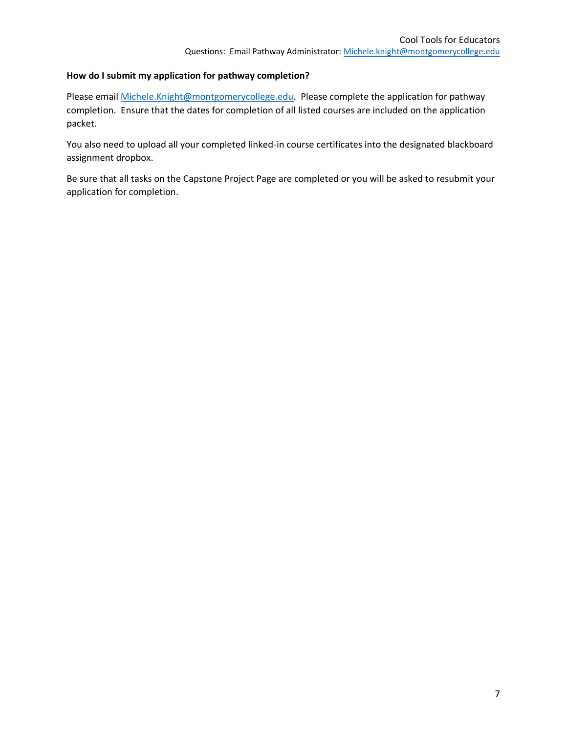**How do I submit my application for pathway completion?**

Please email Michele.Knight@montgomerycollege.edu. Please complete the application for pathway completion. Ensure that the dates for completion of all listed courses are included on the application packet.

You also need to upload all your completed linked-in course certificates into the designated blackboard assignment dropbox.

Be sure that all tasks on the Capstone Project Page are completed or you will be asked to resubmit your application for completion.